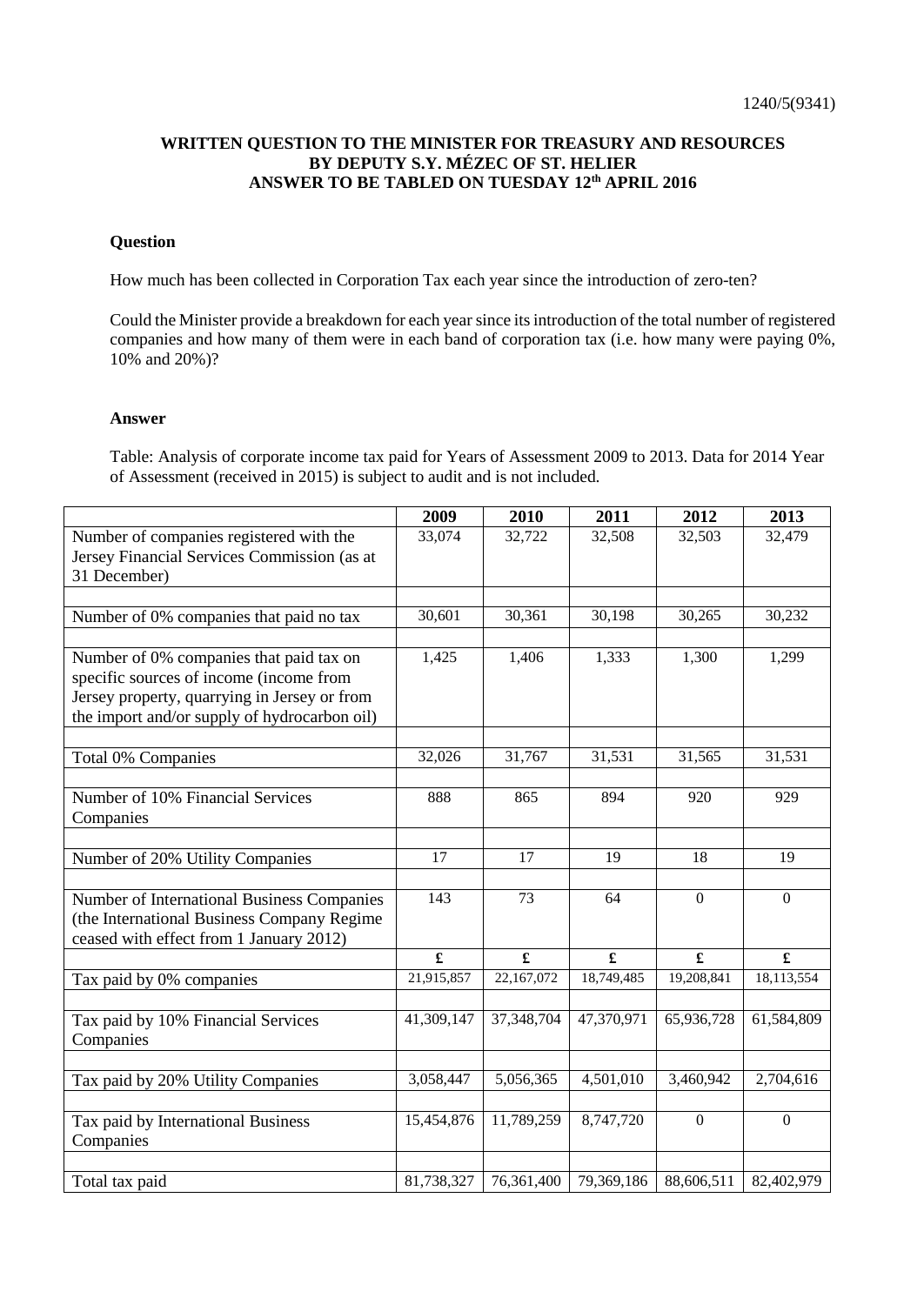1240/5(9341)

**WRITTEN QUESTION TO THE MINISTER FOR TREASURY AND RESOURCES BY DEPUTY S.Y. MÉZEC OF ST. HELIER ANSWER TO BE TABLED ON TUESDAY 12th APRIL 2016**

**Question**

How much has been collected in Corporation Tax each year since the introduction of zero-ten?

Could the Minister provide a breakdown for each year since its introduction of the total number of registered companies and how many of them were in each band of corporation tax (i.e. how many were paying 0%, 10% and 20%)?

**Answer**

Table: Analysis of corporate income tax paid for Years of Assessment 2009 to 2013. Data for 2014 Year of Assessment (received in 2015) is subject to audit and is not included.

| | 2009 | 2010 | 2011 | 2012 | 2013 |
|---|---|---|---|---|---|
| Number of companies registered with the Jersey Financial Services Commission (as at 31 December) | 33,074 | 32,722 | 32,508 | 32,503 | 32,479 |
| | | | | | |
| Number of 0% companies that paid no tax | 30,601 | 30,361 | 30,198 | 30,265 | 30,232 |
| | | | | | |
| Number of 0% companies that paid tax on specific sources of income (income from Jersey property, quarrying in Jersey or from the import and/or supply of hydrocarbon oil) | 1,425 | 1,406 | 1,333 | 1,300 | 1,299 |
| | | | | | |
| Total 0% Companies | 32,026 | 31,767 | 31,531 | 31,565 | 31,531 |
| | | | | | |
| Number of 10% Financial Services Companies | 888 | 865 | 894 | 920 | 929 |
| | | | | | |
| Number of 20% Utility Companies | 17 | 17 | 19 | 18 | 19 |
| | | | | | |
| Number of International Business Companies (the International Business Company Regime ceased with effect from 1 January 2012) | 143 | 73 | 64 | 0 | 0 |
| | £ | £ | £ | £ | £ |
| Tax paid by 0% companies | 21,915,857 | 22,167,072 | 18,749,485 | 19,208,841 | 18,113,554 |
| | | | | | |
| Tax paid by 10% Financial Services Companies | 41,309,147 | 37,348,704 | 47,370,971 | 65,936,728 | 61,584,809 |
| | | | | | |
| Tax paid by 20% Utility Companies | 3,058,447 | 5,056,365 | 4,501,010 | 3,460,942 | 2,704,616 |
| | | | | | |
| Tax paid by International Business Companies | 15,454,876 | 11,789,259 | 8,747,720 | 0 | 0 |
| | | | | | |
| Total tax paid | 81,738,327 | 76,361,400 | 79,369,186 | 88,606,511 | 82,402,979 |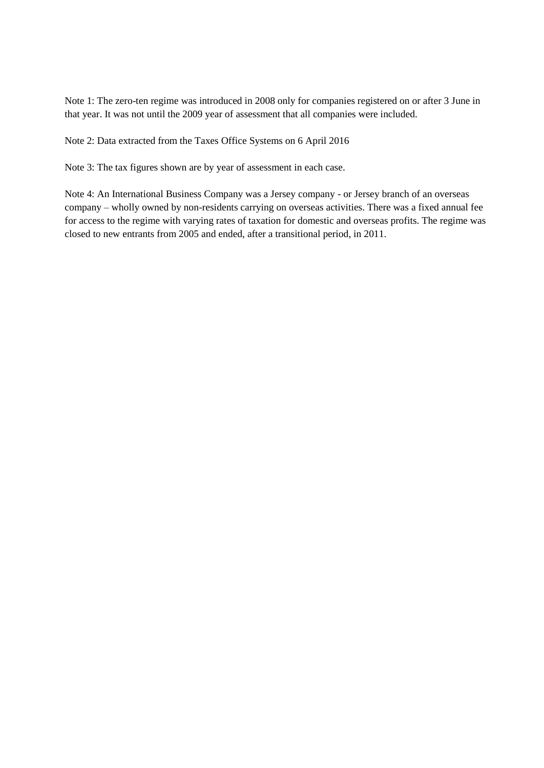Note 1: The zero-ten regime was introduced in 2008 only for companies registered on or after 3 June in that year. It was not until the 2009 year of assessment that all companies were included.

Note 2: Data extracted from the Taxes Office Systems on 6 April 2016

Note 3: The tax figures shown are by year of assessment in each case.

Note 4: An International Business Company was a Jersey company - or Jersey branch of an overseas company – wholly owned by non-residents carrying on overseas activities. There was a fixed annual fee for access to the regime with varying rates of taxation for domestic and overseas profits. The regime was closed to new entrants from 2005 and ended, after a transitional period, in 2011.